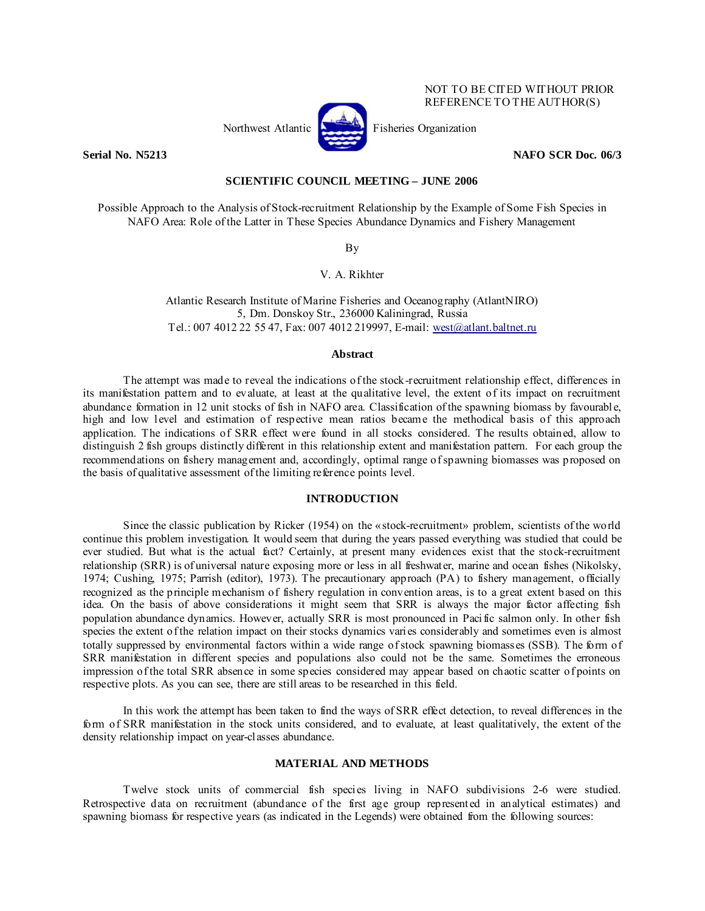NOT TO BE CITED WITHOUT PRIOR REFERENCE TO THE AUTHOR(S)

Northwest Atlantic Fisheries Organization

**Serial No. N5213** **NAFO SCR Doc. 06/3**

**SCIENTIFIC COUNCIL MEETING – JUNE 2006**

Possible Approach to the Analysis of Stock-recruitment Relationship by the Example of Some Fish Species in NAFO Area: Role of the Latter in These Species Abundance Dynamics and Fishery Management

By

V. A. Rikhter

Atlantic Research Institute of Marine Fisheries and Oceanography (AtlantNIRO)
5, Dm. Donskoy Str., 236000 Kaliningrad, Russia
Tel.: 007 4012 22 55 47, Fax: 007 4012 219997, E-mail: west@atlant.baltnet.ru

## Abstract

The attempt was made to reveal the indications of the stock-recruitment relationship effect, differences in its manifestation pattern and to evaluate, at least at the qualitative level, the extent of its impact on recruitment abundance formation in 12 unit stocks of fish in NAFO area. Classification of the spawning biomass by favourable, high and low level and estimation of respective mean ratios became the methodical basis of this approach application. The indications of SRR effect were found in all stocks considered. The results obtained, allow to distinguish 2 fish groups distinctly different in this relationship extent and manifestation pattern. For each group the recommendations on fishery management and, accordingly, optimal range of spawning biomasses was proposed on the basis of qualitative assessment of the limiting reference points level.

## INTRODUCTION

Since the classic publication by Ricker (1954) on the «stock-recruitment» problem, scientists of the world continue this problem investigation. It would seem that during the years passed everything was studied that could be ever studied. But what is the actual fact? Certainly, at present many evidences exist that the stock-recruitment relationship (SRR) is of universal nature exposing more or less in all freshwater, marine and ocean fishes (Nikolsky, 1974; Cushing, 1975; Parrish (editor), 1973). The precautionary approach (PA) to fishery management, officially recognized as the principle mechanism of fishery regulation in convention areas, is to a great extent based on this idea. On the basis of above considerations it might seem that SRR is always the major factor affecting fish population abundance dynamics. However, actually SRR is most pronounced in Pacific salmon only. In other fish species the extent of the relation impact on their stocks dynamics varies considerably and sometimes even is almost totally suppressed by environmental factors within a wide range of stock spawning biomasses (SSB). The form of SRR manifestation in different species and populations also could not be the same. Sometimes the erroneous impression of the total SRR absence in some species considered may appear based on chaotic scatter of points on respective plots. As you can see, there are still areas to be researched in this field.

In this work the attempt has been taken to find the ways of SRR effect detection, to reveal differences in the form of SRR manifestation in the stock units considered, and to evaluate, at least qualitatively, the extent of the density relationship impact on year-classes abundance.

## MATERIAL AND METHODS

Twelve stock units of commercial fish species living in NAFO subdivisions 2-6 were studied. Retrospective data on recruitment (abundance of the first age group represented in analytical estimates) and spawning biomass for respective years (as indicated in the Legends) were obtained from the following sources: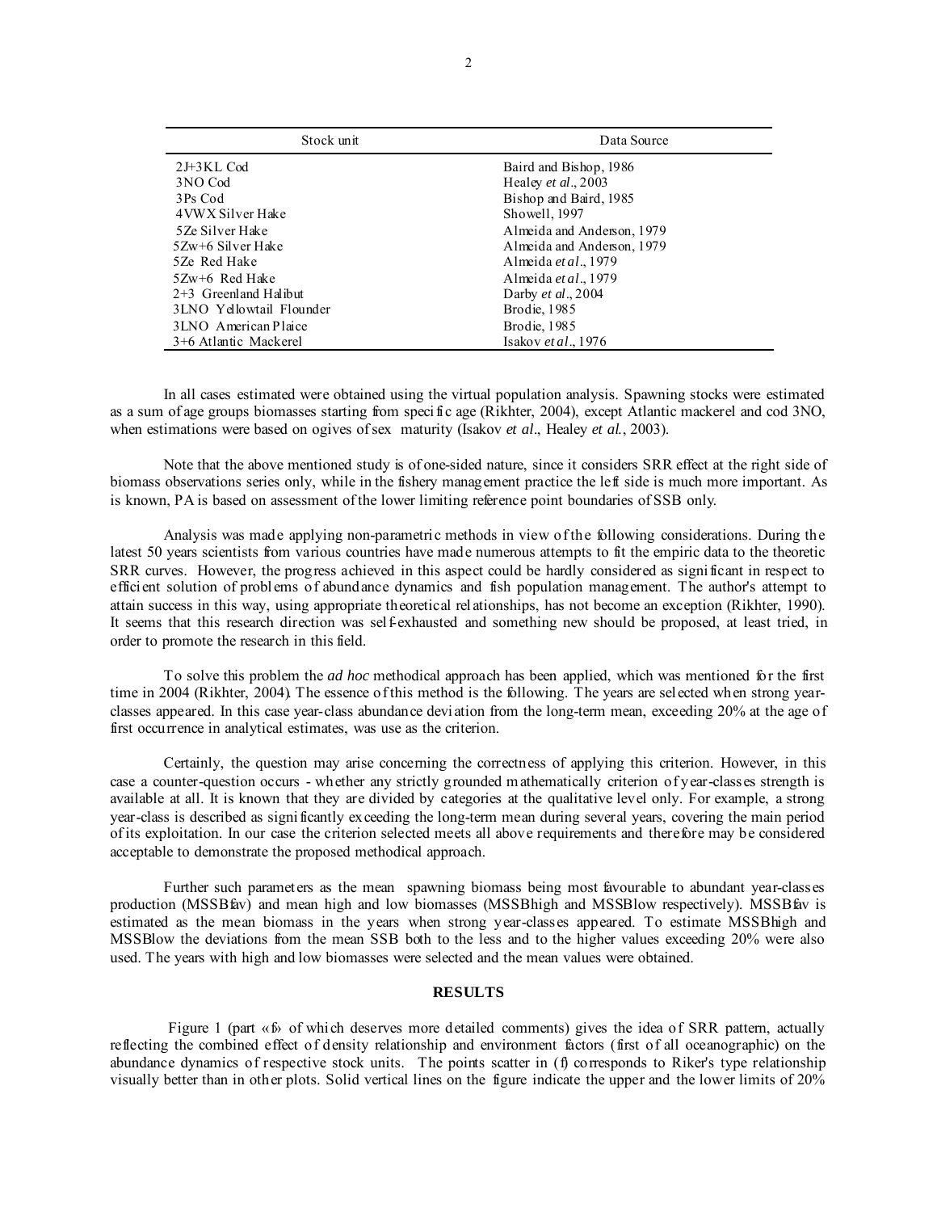| Stock unit | Data Source |
|---|---|
| 2J+3KL Cod | Baird and Bishop, 1986 |
| 3NO Cod | Healey *et al*., 2003 |
| 3Ps Cod | Bishop and Baird, 1985 |
| 4VWX Silver Hake | Showell, 1997 |
| 5Ze Silver Hake | Almeida and Anderson, 1979 |
| 5Zw+6 Silver Hake | Almeida and Anderson, 1979 |
| 5Ze Red Hake | Almeida *et al*., 1979 |
| 5Zw+6 Red Hake | Almeida *et al*., 1979 |
| 2+3 Greenland Halibut | Darby *et al*., 2004 |
| 3LNO Yellowtail Flounder | Brodie, 1985 |
| 3LNO American Plaice | Brodie, 1985 |
| 3+6 Atlantic Mackerel | Isakov *et al*., 1976 |

In all cases estimated were obtained using the virtual population analysis. Spawning stocks were estimated as a sum of age groups biomasses starting from specific age (Rikhter, 2004), except Atlantic mackerel and cod 3NO, when estimations were based on ogives of sex maturity (Isakov *et al*., Healey *et al.*, 2003).

Note that the above mentioned study is of one-sided nature, since it considers SRR effect at the right side of biomass observations series only, while in the fishery management practice the left side is much more important. As is known, PA is based on assessment of the lower limiting reference point boundaries of SSB only.

Analysis was made applying non-parametric methods in view of the following considerations. During the latest 50 years scientists from various countries have made numerous attempts to fit the empiric data to the theoretic SRR curves. However, the progress achieved in this aspect could be hardly considered as significant in respect to efficient solution of problems of abundance dynamics and fish population management. The author's attempt to attain success in this way, using appropriate theoretical relationships, has not become an exception (Rikhter, 1990). It seems that this research direction was self-exhausted and something new should be proposed, at least tried, in order to promote the research in this field.

To solve this problem the *ad hoc* methodical approach has been applied, which was mentioned for the first time in 2004 (Rikhter, 2004). The essence of this method is the following. The years are selected when strong year-classes appeared. In this case year-class abundance deviation from the long-term mean, exceeding 20% at the age of first occurrence in analytical estimates, was use as the criterion.

Certainly, the question may arise concerning the correctness of applying this criterion. However, in this case a counter-question occurs - whether any strictly grounded mathematically criterion of year-classes strength is available at all. It is known that they are divided by categories at the qualitative level only. For example, a strong year-class is described as significantly exceeding the long-term mean during several years, covering the main period of its exploitation. In our case the criterion selected meets all above requirements and therefore may be considered acceptable to demonstrate the proposed methodical approach.

Further such parameters as the mean spawning biomass being most favourable to abundant year-classes production (MSSBfav) and mean high and low biomasses (MSSBhigh and MSSBlow respectively). MSSBfav is estimated as the mean biomass in the years when strong year-classes appeared. To estimate MSSBhigh and MSSBlow the deviations from the mean SSB both to the less and to the higher values exceeding 20% were also used. The years with high and low biomasses were selected and the mean values were obtained.

## RESULTS

Figure 1 (part «f» of which deserves more detailed comments) gives the idea of SRR pattern, actually reflecting the combined effect of density relationship and environment factors (first of all oceanographic) on the abundance dynamics of respective stock units. The points scatter in (f) corresponds to Riker's type relationship visually better than in other plots. Solid vertical lines on the figure indicate the upper and the lower limits of 20%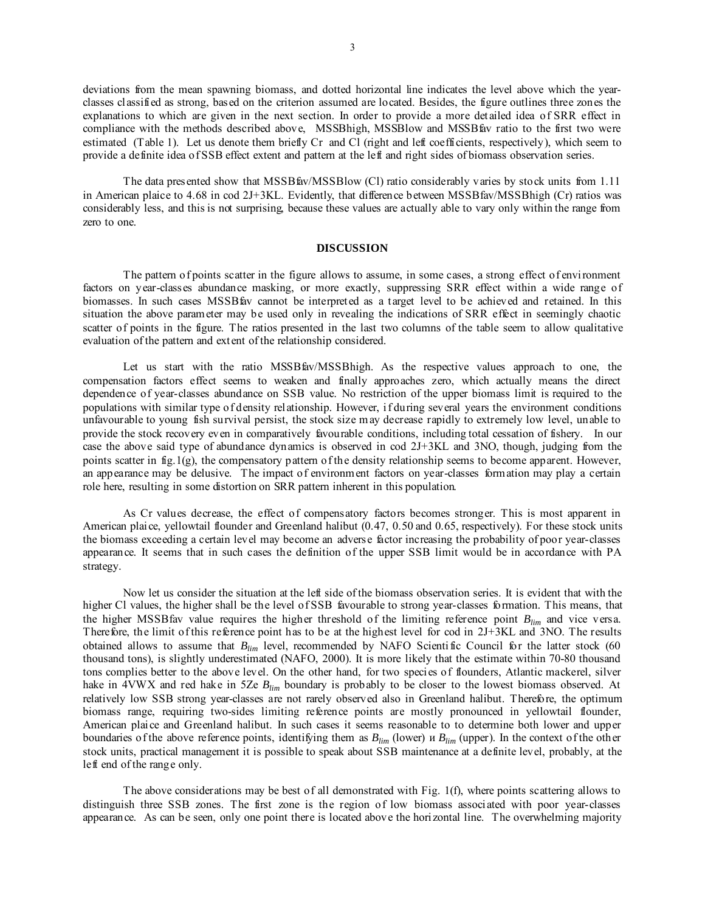deviations from the mean spawning biomass, and dotted horizontal line indicates the level above which the year-classes classified as strong, based on the criterion assumed are located. Besides, the figure outlines three zones the explanations to which are given in the next section. In order to provide a more detailed idea of SRR effect in compliance with the methods described above, MSSBhigh, MSSBlow and MSSBfav ratio to the first two were estimated (Table 1). Let us denote them briefly Cr and Cl (right and left coefficients, respectively), which seem to provide a definite idea of SSB effect extent and pattern at the left and right sides of biomass observation series.

The data presented show that MSSBfav/MSSBlow (Cl) ratio considerably varies by stock units from 1.11 in American plaice to 4.68 in cod 2J+3KL. Evidently, that difference between MSSBfav/MSSBhigh (Cr) ratios was considerably less, and this is not surprising, because these values are actually able to vary only within the range from zero to one.

## DISCUSSION

The pattern of points scatter in the figure allows to assume, in some cases, a strong effect of environment factors on year-classes abundance masking, or more exactly, suppressing SRR effect within a wide range of biomasses. In such cases MSSBfav cannot be interpreted as a target level to be achieved and retained. In this situation the above parameter may be used only in revealing the indications of SRR effect in seemingly chaotic scatter of points in the figure. The ratios presented in the last two columns of the table seem to allow qualitative evaluation of the pattern and extent of the relationship considered.

Let us start with the ratio MSSBfav/MSSBhigh. As the respective values approach to one, the compensation factors effect seems to weaken and finally approaches zero, which actually means the direct dependence of year-classes abundance on SSB value. No restriction of the upper biomass limit is required to the populations with similar type of density relationship. However, if during several years the environment conditions unfavourable to young fish survival persist, the stock size may decrease rapidly to extremely low level, unable to provide the stock recovery even in comparatively favourable conditions, including total cessation of fishery. In our case the above said type of abundance dynamics is observed in cod 2J+3KL and 3NO, though, judging from the points scatter in fig.1(g), the compensatory pattern of the density relationship seems to become apparent. However, an appearance may be delusive. The impact of environment factors on year-classes formation may play a certain role here, resulting in some distortion on SRR pattern inherent in this population.

As Cr values decrease, the effect of compensatory factors becomes stronger. This is most apparent in American plaice, yellowtail flounder and Greenland halibut (0.47, 0.50 and 0.65, respectively). For these stock units the biomass exceeding a certain level may become an adverse factor increasing the probability of poor year-classes appearance. It seems that in such cases the definition of the upper SSB limit would be in accordance with PA strategy.

Now let us consider the situation at the left side of the biomass observation series. It is evident that with the higher Cl values, the higher shall be the level of SSB favourable to strong year-classes formation. This means, that the higher MSSBfav value requires the higher threshold of the limiting reference point $B_{lim}$ and vice versa. Therefore, the limit of this reference point has to be at the highest level for cod in 2J+3KL and 3NO. The results obtained allows to assume that $B_{lim}$ level, recommended by NAFO Scientific Council for the latter stock (60 thousand tons), is slightly underestimated (NAFO, 2000). It is more likely that the estimate within 70-80 thousand tons complies better to the above level. On the other hand, for two species of flounders, Atlantic mackerel, silver hake in 4VWX and red hake in 5Ze $B_{lim}$ boundary is probably to be closer to the lowest biomass observed. At relatively low SSB strong year-classes are not rarely observed also in Greenland halibut. Therefore, the optimum biomass range, requiring two-sides limiting reference points are mostly pronounced in yellowtail flounder, American plaice and Greenland halibut. In such cases it seems reasonable to to determine both lower and upper boundaries of the above reference points, identifying them as $B_{lim}$ (lower) и $B_{lim}$ (upper). In the context of the other stock units, practical management it is possible to speak about SSB maintenance at a definite level, probably, at the left end of the range only.

The above considerations may be best of all demonstrated with Fig. 1(f), where points scattering allows to distinguish three SSB zones. The first zone is the region of low biomass associated with poor year-classes appearance. As can be seen, only one point there is located above the horizontal line. The overwhelming majority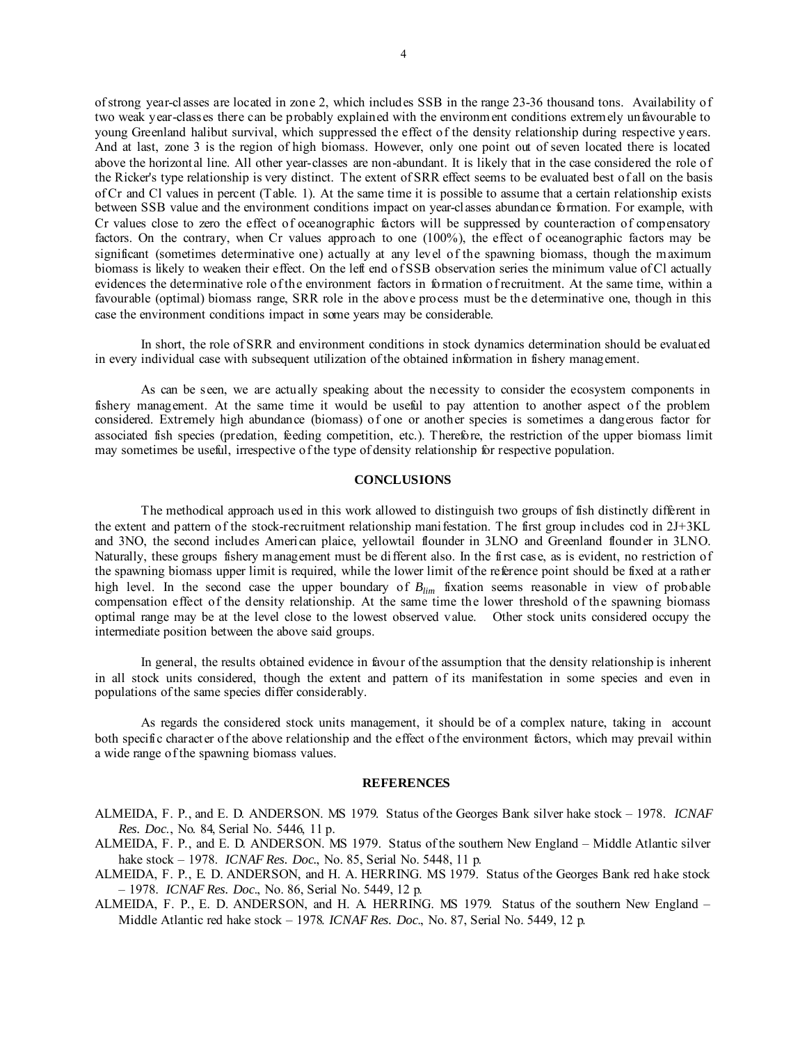of strong year-classes are located in zone 2, which includes SSB in the range 23-36 thousand tons. Availability of two weak year-classes there can be probably explained with the environment conditions extremely unfavourable to young Greenland halibut survival, which suppressed the effect of the density relationship during respective years. And at last, zone 3 is the region of high biomass. However, only one point out of seven located there is located above the horizontal line. All other year-classes are non-abundant. It is likely that in the case considered the role of the Ricker's type relationship is very distinct. The extent of SRR effect seems to be evaluated best of all on the basis of Cr and Cl values in percent (Table. 1). At the same time it is possible to assume that a certain relationship exists between SSB value and the environment conditions impact on year-classes abundance formation. For example, with Cr values close to zero the effect of oceanographic factors will be suppressed by counteraction of compensatory factors. On the contrary, when Cr values approach to one (100%), the effect of oceanographic factors may be significant (sometimes determinative one) actually at any level of the spawning biomass, though the maximum biomass is likely to weaken their effect. On the left end of SSB observation series the minimum value of Cl actually evidences the determinative role of the environment factors in formation of recruitment. At the same time, within a favourable (optimal) biomass range, SRR role in the above process must be the determinative one, though in this case the environment conditions impact in some years may be considerable.

In short, the role of SRR and environment conditions in stock dynamics determination should be evaluated in every individual case with subsequent utilization of the obtained information in fishery management.

As can be seen, we are actually speaking about the necessity to consider the ecosystem components in fishery management. At the same time it would be useful to pay attention to another aspect of the problem considered. Extremely high abundance (biomass) of one or another species is sometimes a dangerous factor for associated fish species (predation, feeding competition, etc.). Therefore, the restriction of the upper biomass limit may sometimes be useful, irrespective of the type of density relationship for respective population.

## CONCLUSIONS

The methodical approach used in this work allowed to distinguish two groups of fish distinctly different in the extent and pattern of the stock-recruitment relationship manifestation. The first group includes cod in 2J+3KL and 3NO, the second includes American plaice, yellowtail flounder in 3LNO and Greenland flounder in 3LNO. Naturally, these groups fishery management must be different also. In the first case, as is evident, no restriction of the spawning biomass upper limit is required, while the lower limit of the reference point should be fixed at a rather high level. In the second case the upper boundary of $B_{lim}$ fixation seems reasonable in view of probable compensation effect of the density relationship. At the same time the lower threshold of the spawning biomass optimal range may be at the level close to the lowest observed value. Other stock units considered occupy the intermediate position between the above said groups.

In general, the results obtained evidence in favour of the assumption that the density relationship is inherent in all stock units considered, though the extent and pattern of its manifestation in some species and even in populations of the same species differ considerably.

As regards the considered stock units management, it should be of a complex nature, taking in account both specific character of the above relationship and the effect of the environment factors, which may prevail within a wide range of the spawning biomass values.

## REFERENCES

ALMEIDA, F. P., and E. D. ANDERSON. MS 1979. Status of the Georges Bank silver hake stock – 1978. *ICNAF Res. Doc.*, No. 84, Serial No. 5446, 11 p.

ALMEIDA, F. P., and E. D. ANDERSON. MS 1979. Status of the southern New England – Middle Atlantic silver hake stock – 1978. *ICNAF Res. Doc.*, No. 85, Serial No. 5448, 11 p.

ALMEIDA, F. P., E. D. ANDERSON, and H. A. HERRING. MS 1979. Status of the Georges Bank red hake stock – 1978. *ICNAF Res. Doc.*, No. 86, Serial No. 5449, 12 p.

ALMEIDA, F. P., E. D. ANDERSON, and H. A. HERRING. MS 1979. Status of the southern New England – Middle Atlantic red hake stock – 1978. *ICNAF Res. Doc.*, No. 87, Serial No. 5449, 12 p.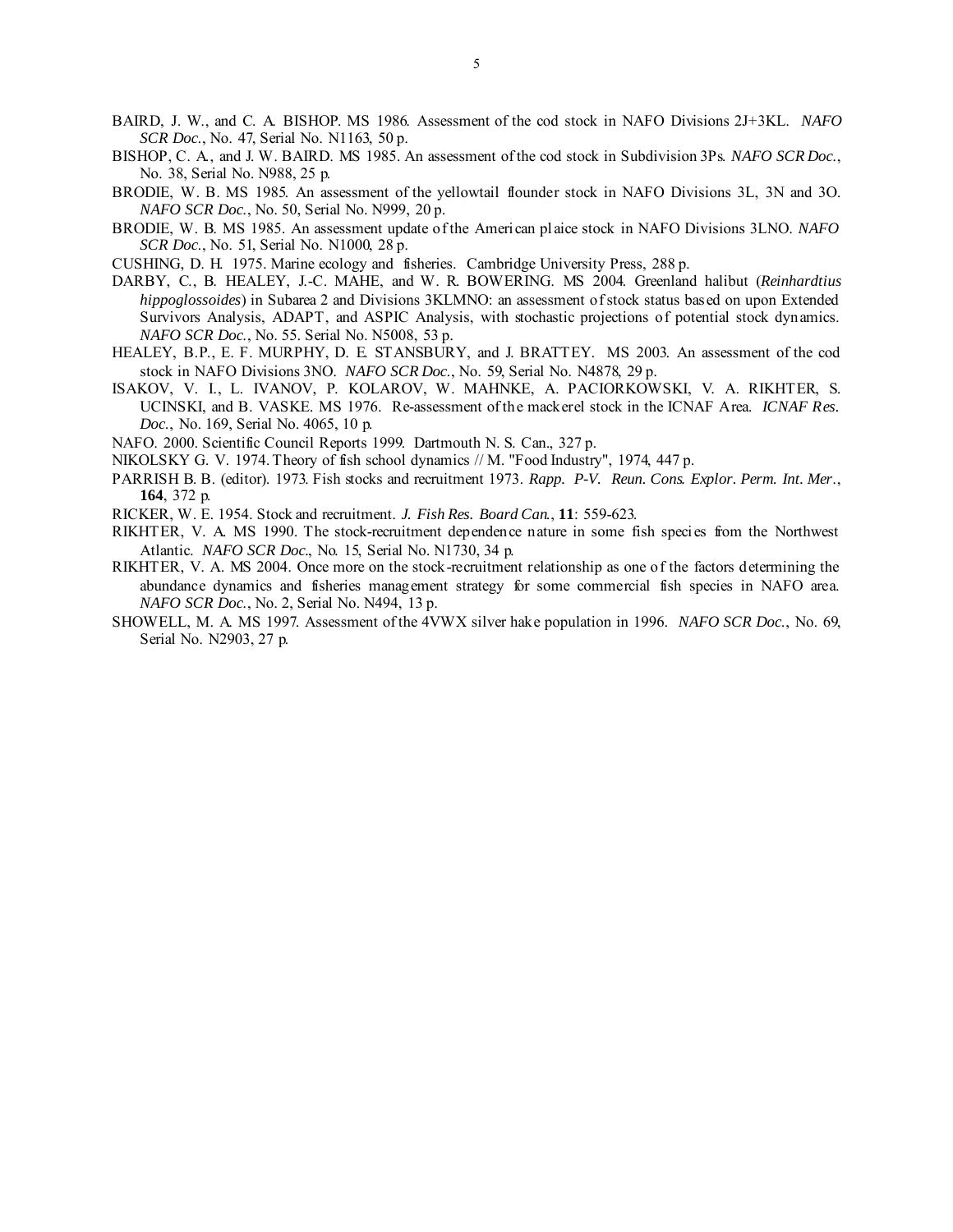BAIRD, J. W., and C. A. BISHOP. MS 1986. Assessment of the cod stock in NAFO Divisions 2J+3KL. *NAFO SCR Doc.*, No. 47, Serial No. N1163, 50 p.

BISHOP, C. A., and J. W. BAIRD. MS 1985. An assessment of the cod stock in Subdivision 3Ps. *NAFO SCR Doc.*, No. 38, Serial No. N988, 25 p.

BRODIE, W. B. MS 1985. An assessment of the yellowtail flounder stock in NAFO Divisions 3L, 3N and 3O. *NAFO SCR Doc.*, No. 50, Serial No. N999, 20 p.

BRODIE, W. B. MS 1985. An assessment update of the American plaice stock in NAFO Divisions 3LNO. *NAFO SCR Doc.*, No. 51, Serial No. N1000, 28 p.

CUSHING, D. H. 1975. Marine ecology and fisheries. Cambridge University Press, 288 p.

DARBY, C., B. HEALEY, J.-C. MAHE, and W. R. BOWERING. MS 2004. Greenland halibut (*Reinhardtius hippoglossoides*) in Subarea 2 and Divisions 3KLMNO: an assessment of stock status based on upon Extended Survivors Analysis, ADAPT, and ASPIC Analysis, with stochastic projections of potential stock dynamics. *NAFO SCR Doc.*, No. 55. Serial No. N5008, 53 p.

HEALEY, B.P., E. F. MURPHY, D. E. STANSBURY, and J. BRATTEY. MS 2003. An assessment of the cod stock in NAFO Divisions 3NO. *NAFO SCR Doc.*, No. 59, Serial No. N4878, 29 p.

ISAKOV, V. I., L. IVANOV, P. KOLAROV, W. MAHNKE, A. PACIORKOWSKI, V. A. RIKHTER, S. UCINSKI, and B. VASKE. MS 1976. Re-assessment of the mackerel stock in the ICNAF Area. *ICNAF Res. Doc.*, No. 169, Serial No. 4065, 10 p.

NAFO. 2000. Scientific Council Reports 1999. Dartmouth N. S. Can., 327 p.

NIKOLSKY G. V. 1974. Theory of fish school dynamics // M. "Food Industry", 1974, 447 p.

PARRISH B. B. (editor). 1973. Fish stocks and recruitment 1973. *Rapp. P-V. Reun. Cons. Explor. Perm. Int. Mer.*, **164**, 372 p.

RICKER, W. E. 1954. Stock and recruitment. *J. Fish Res. Board Can.*, **11**: 559-623.

RIKHTER, V. A. MS 1990. The stock-recruitment dependence nature in some fish species from the Northwest Atlantic. *NAFO SCR Doc.*, No. 15, Serial No. N1730, 34 p.

RIKHTER, V. A. MS 2004. Once more on the stock-recruitment relationship as one of the factors determining the abundance dynamics and fisheries management strategy for some commercial fish species in NAFO area. *NAFO SCR Doc.*, No. 2, Serial No. N494, 13 p.

SHOWELL, M. A. MS 1997. Assessment of the 4VWX silver hake population in 1996. *NAFO SCR Doc.*, No. 69, Serial No. N2903, 27 p.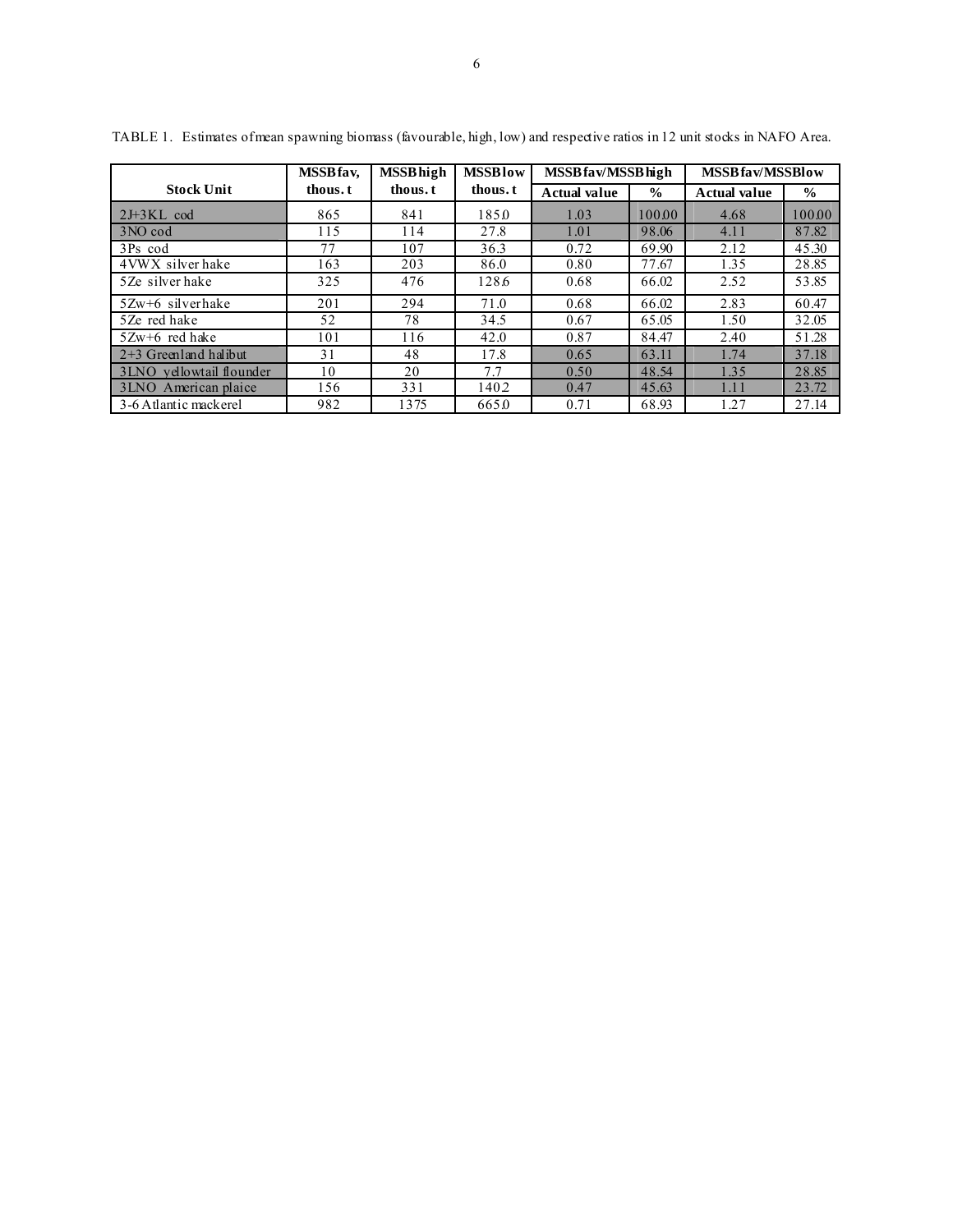TABLE 1. Estimates of mean spawning biomass (favourable, high, low) and respective ratios in 12 unit stocks in NAFO Area.

| Stock Unit | MSSBfav, thous. t | MSSBhigh thous. t | MSSBlow thous. t | MSSBfav/MSSBhigh | | MSSBfav/MSSBlow | |
|---|---|---|---|---|---|---|---|
| | | | | Actual value | % | Actual value | % |
| 2J+3KL cod | 865 | 841 | 185.0 | 1.03 | 100.00 | 4.68 | 100.00 |
| 3NO cod | 115 | 114 | 27.8 | 1.01 | 98.06 | 4.11 | 87.82 |
| 3Ps cod | 77 | 107 | 36.3 | 0.72 | 69.90 | 2.12 | 45.30 |
| 4VWX silver hake | 163 | 203 | 86.0 | 0.80 | 77.67 | 1.35 | 28.85 |
| 5Ze silver hake | 325 | 476 | 128.6 | 0.68 | 66.02 | 2.52 | 53.85 |
| 5Zw+6 silver hake | 201 | 294 | 71.0 | 0.68 | 66.02 | 2.83 | 60.47 |
| 5Ze red hake | 52 | 78 | 34.5 | 0.67 | 65.05 | 1.50 | 32.05 |
| 5Zw+6 red hake | 101 | 116 | 42.0 | 0.87 | 84.47 | 2.40 | 51.28 |
| 2+3 Greenland halibut | 31 | 48 | 17.8 | 0.65 | 63.11 | 1.74 | 37.18 |
| 3LNO yellowtail flounder | 10 | 20 | 7.7 | 0.50 | 48.54 | 1.35 | 28.85 |
| 3LNO American plaice | 156 | 331 | 140.2 | 0.47 | 45.63 | 1.11 | 23.72 |
| 3-6 Atlantic mackerel | 982 | 1375 | 665.0 | 0.71 | 68.93 | 1.27 | 27.14 |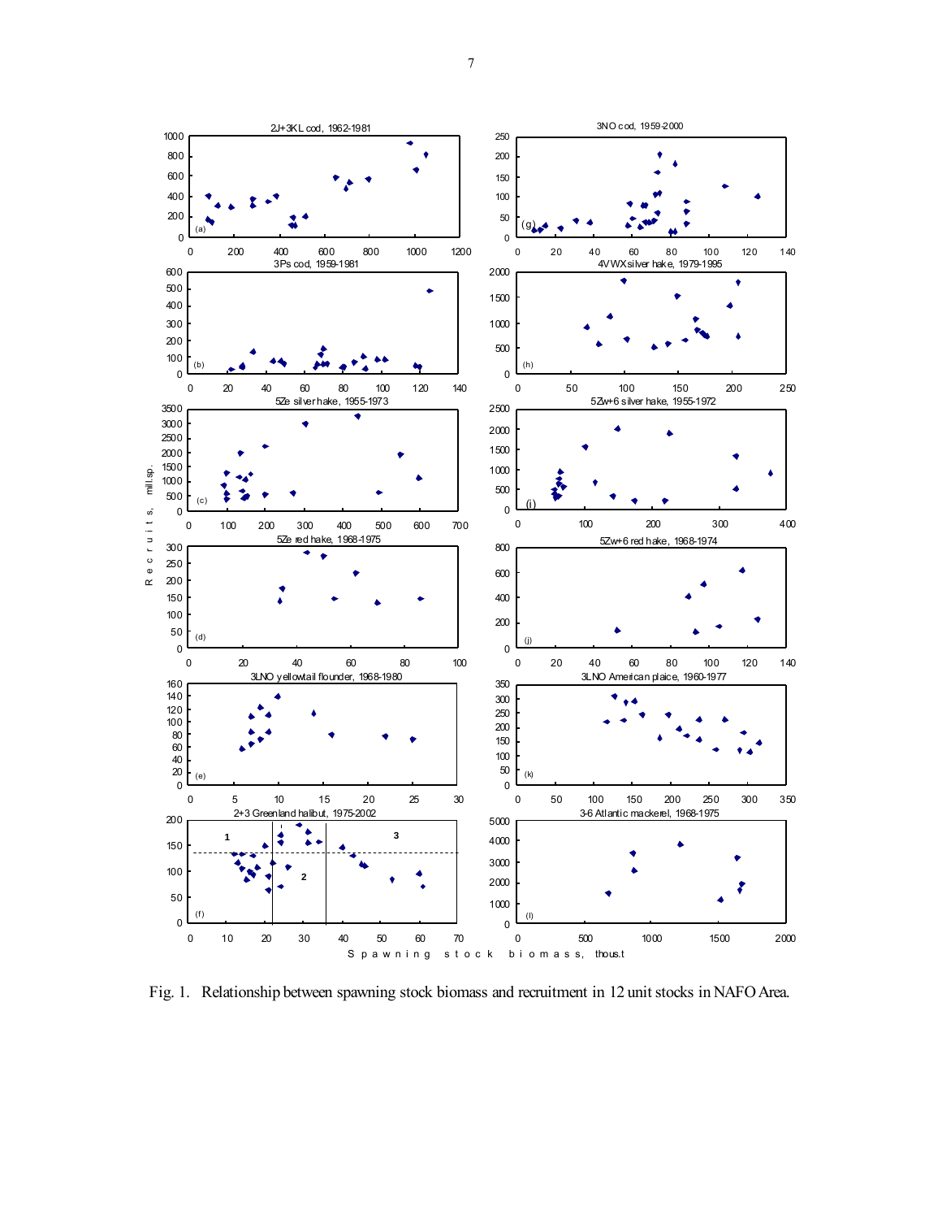2J+3KL cod, 1962-1981

3NO cod, 1959-2000

3Ps cod, 1959-1981

4VWX silver hake, 1979-1995

5Ze silver hake, 1955-1973

5Zw+6 silver hake, 1955-1972

5Ze red hake, 1968-1975

5Zw+6 red hake, 1968-1974

3LNO yellowtail flounder, 1968-1980

3LNO American plaice, 1960-1977

2+3 Greenland halibut, 1975-2002

3-6 Atlantic mackerel, 1968-1975

Recruits, mill.sp.

Spawning stock biomass, thous.t

Fig. 1. Relationship between spawning stock biomass and recruitment in 12 unit stocks in NAFO Area.